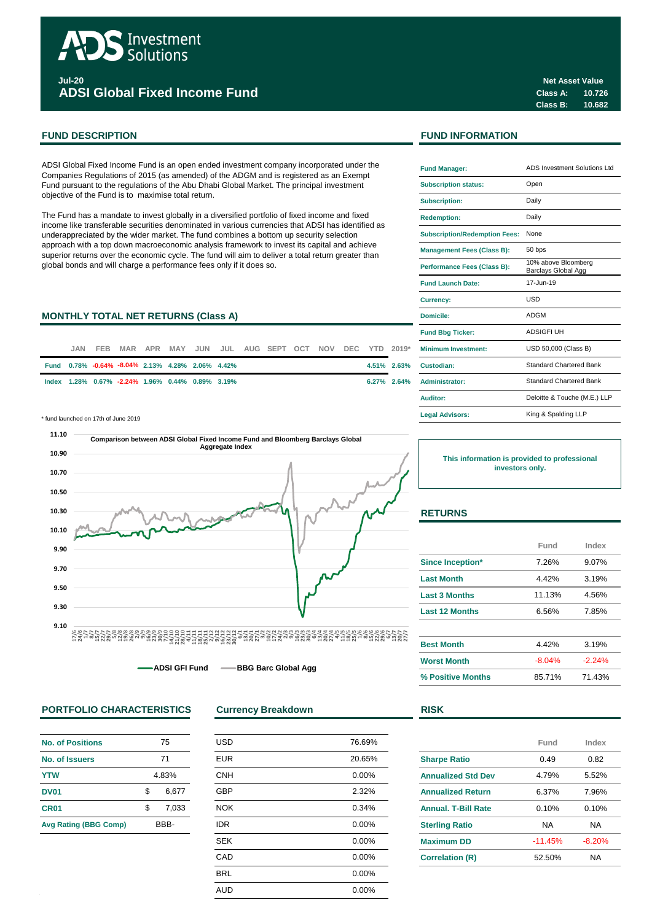# ADS Investment Solutions

**Jul-20**

## ADSI Global Fixed Income Fund

**Net Asset Value**

| | |
|---|---|
| Class A: | 10.726 |
| Class B: | 10.682 |

## FUND DESCRIPTION

ADSI Global Fixed Income Fund is an open ended investment company incorporated under the Companies Regulations of 2015 (as amended) of the ADGM and is registered as an Exempt Fund pursuant to the regulations of the Abu Dhabi Global Market. The principal investment objective of the Fund is to maximise total return.

The Fund has a mandate to invest globally in a diversified portfolio of fixed income and fixed income like transferable securities denominated in various currencies that ADSI has identified as underappreciated by the wider market. The fund combines a bottom up security selection approach with a top down macroeconomic analysis framework to invest its capital and achieve superior returns over the economic cycle. The fund will aim to deliver a total return greater than global bonds and will charge a performance fees only if it does so.

## MONTHLY TOTAL NET RETURNS (Class A)

| | JAN | FEB | MAR | APR | MAY | JUN | JUL | AUG | SEPT | OCT | NOV | DEC | YTD | 2019* |
|---|---|---|---|---|---|---|---|---|---|---|---|---|---|---|
| Fund | 0.78% | -0.64% | -8.04% | 2.13% | 4.28% | 2.06% | 4.42% | | | | | | 4.51% | 2.63% |
| Index | 1.28% | 0.67% | -2.24% | 1.96% | 0.44% | 0.89% | 3.19% | | | | | | 6.27% | 2.64% |

\* fund launched on 17th of June 2019

Comparison between ADSI Global Fixed Income Fund and Bloomberg Barclays Global Aggregate Index

ADSI GFI Fund — BBG Barc Global Agg

## FUND INFORMATION

| | |
|---|---|
| Fund Manager: | ADS Investment Solutions Ltd |
| Subscription status: | Open |
| Subscription: | Daily |
| Redemption: | Daily |
| Subscription/Redemption Fees: | None |
| Management Fees (Class B): | 50 bps |
| Performance Fees (Class B): | 10% above Bloomberg Barclays Global Agg |
| Fund Launch Date: | 17-Jun-19 |
| Currency: | USD |
| Domicile: | ADGM |
| Fund Bbg Ticker: | ADSIGFI UH |
| Minimum Investment: | USD 50,000 (Class B) |
| Custodian: | Standard Chartered Bank |
| Administrator: | Standard Chartered Bank |
| Auditor: | Deloitte & Touche (M.E.) LLP |
| Legal Advisors: | King & Spalding LLP |

**This information is provided to professional investors only.**

## RETURNS

| | Fund | Index |
|---|---|---|
| Since Inception* | 7.26% | 9.07% |
| Last Month | 4.42% | 3.19% |
| Last 3 Months | 11.13% | 4.56% |
| Last 12 Months | 6.56% | 7.85% |
| | | |
| Best Month | 4.42% | 3.19% |
| Worst Month | -8.04% | -2.24% |
| % Positive Months | 85.71% | 71.43% |

## PORTFOLIO CHARACTERISTICS

| | |
|---|---|
| No. of Positions | 75 |
| No. of Issuers | 71 |
| YTW | 4.83% |
| DV01 | $ 6,677 |
| CR01 | $ 7,033 |
| Avg Rating (BBG Comp) | BBB- |

## Currency Breakdown

| | |
|---|---|
| USD | 76.69% |
| EUR | 20.65% |
| CNH | 0.00% |
| GBP | 2.32% |
| NOK | 0.34% |
| IDR | 0.00% |
| SEK | 0.00% |
| CAD | 0.00% |
| BRL | 0.00% |
| AUD | 0.00% |

## RISK

| | Fund | Index |
|---|---|---|
| Sharpe Ratio | 0.49 | 0.82 |
| Annualized Std Dev | 4.79% | 5.52% |
| Annualized Return | 6.37% | 7.96% |
| Annual. T-Bill Rate | 0.10% | 0.10% |
| Sterling Ratio | NA | NA |
| Maximum DD | -11.45% | -8.20% |
| Correlation (R) | 52.50% | NA |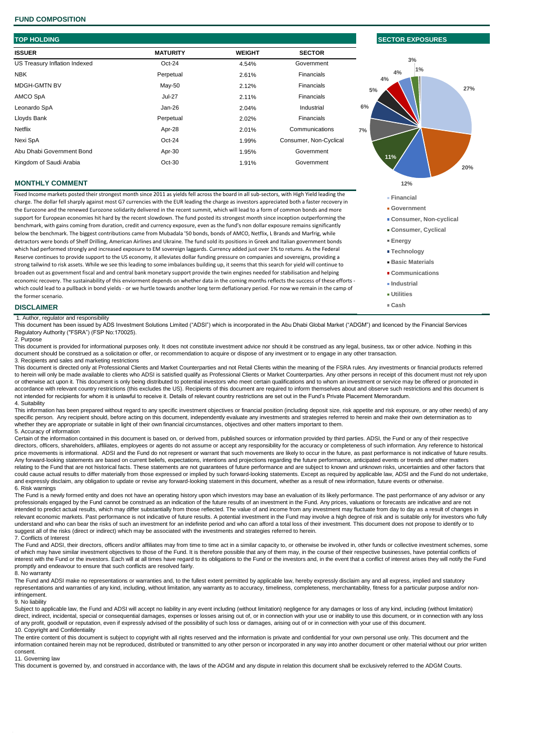## FUND COMPOSITION

### TOP HOLDING

| ISSUER | MATURITY | WEIGHT | SECTOR |
|---|---|---|---|
| US Treasury Inflation Indexed | Oct-24 | 4.54% | Government |
| NBK | Perpetual | 2.61% | Financials |
| MDGH-GMTN BV | May-50 | 2.12% | Financials |
| AMCO SpA | Jul-27 | 2.11% | Financials |
| Leonardo SpA | Jan-26 | 2.04% | Industrial |
| Lloyds Bank | Perpetual | 2.02% | Financials |
| Netflix | Apr-28 | 2.01% | Communications |
| Nexi SpA | Oct-24 | 1.99% | Consumer, Non-Cyclical |
| Abu Dhabi Government Bond | Apr-30 | 1.95% | Government |
| Kingdom of Saudi Arabia | Oct-30 | 1.91% | Government |

### SECTOR EXPOSURES

27%
20%
12%
11%
7%
6%
5%
4%
4%
3%
1%

- Financial
- Government
- Consumer, Non-cyclical
- Consumer, Cyclical
- Energy
- Technology
- Basic Materials
- Communications
- Industrial
- Utilities
- Cash

## MONTHLY COMMENT

Fixed Income markets posted their strongest month since 2011 as yields fell across the board in all sub-sectors, with High Yield leading the charge. The dollar fell sharply against most G7 currencies with the EUR leading the charge as investors appreciated both a faster recovery in the Eurozone and the renewed Eurozone solidarity delivered in the recent summit, which will lead to a form of common bonds and more support for European economies hit hard by the recent slowdown. The fund posted its strongest month since inception outperforming the benchmark, with gains coming from duration, credit and currency exposure, even as the fund's non dollar exposure remains significantly below the benchmark. The biggest contributions came from Mubadala '50 bonds, bonds of AMCO, Netflix, L Brands and Marfrig, while detractors were bonds of Shelf Drilling, American Airlines and Ukraine. The fund sold its positions in Greek and Italian government bonds which had performed strongly and increased exposure to EM sovereign laggards. Currency added just over 1% to returns. As the Federal Reserve continues to provide support to the US economy, it alleviates dollar funding pressure on companies and sovereigns, providing a strong tailwind to risk assets. While we see this leading to some imbalances building up, it seems that this search for yield will continue to broaden out as government fiscal and and central bank monetary support provide the twin engines needed for stabilisation and helping economic recovery. The sustainability of this enviorment depends on whether data in the coming months reflects the success of these efforts - which could lead to a pullback in bond yields - or we hurtle towards another long term deflationary period. For now we remain in the camp of the former scenario.

## DISCLAIMER

1. Author, regulator and responsibility

This document has been issued by ADS Investment Solutions Limited ("ADSI") which is incorporated in the Abu Dhabi Global Market ("ADGM") and licenced by the Financial Services Regulatory Authority ("FSRA") (FSP No:170025).

2. Purpose

This document is provided for informational purposes only. It does not constitute investment advice nor should it be construed as any legal, business, tax or other advice. Nothing in this document should be construed as a solicitation or offer, or recommendation to acquire or dispose of any investment or to engage in any other transaction.

3. Recipients and sales and marketing restrictions

This document is directed only at Professional Clients and Market Counterparties and not Retail Clients within the meaning of the FSRA rules. Any investments or financial products referred to herein will only be made available to clients who ADSI is satisfied qualify as Professional Clients or Market Counterparties. Any other persons in receipt of this document must not rely upon or otherwise act upon it. This document is only being distributed to potential investors who meet certain qualifications and to whom an investment or service may be offered or promoted in accordance with relevant country restrictions (this excludes the US). Recipients of this document are required to inform themselves about and observe such restrictions and this document is not intended for recipients for whom it is unlawful to receive it. Details of relevant country restrictions are set out in the Fund's Private Placement Memorandum.

4. Suitability

This information has been prepared without regard to any specific investment objectives or financial position (including deposit size, risk appetite and risk exposure, or any other needs) of any specific person. Any recipient should, before acting on this document, independently evaluate any investments and strategies referred to herein and make their own determination as to whether they are appropriate or suitable in light of their own financial circumstances, objectives and other matters important to them.

5. Accuracy of information

Certain of the information contained in this document is based on, or derived from, published sources or information provided by third parties. ADSI, the Fund or any of their respective directors, officers, shareholders, affiliates, employees or agents do not assume or accept any responsibility for the accuracy or completeness of such information. Any reference to historical price movements is informational. ADSI and the Fund do not represent or warrant that such movements are likely to occur in the future, as past performance is not indicative of future results. Any forward-looking statements are based on current beliefs, expectations, intentions and projections regarding the future performance, anticipated events or trends and other matters relating to the Fund that are not historical facts. These statements are not guarantees of future performance and are subject to known and unknown risks, uncertainties and other factors that could cause actual results to differ materially from those expressed or implied by such forward-looking statements. Except as required by applicable law, ADSI and the Fund do not undertake, and expressly disclaim, any obligation to update or revise any forward-looking statement in this document, whether as a result of new information, future events or otherwise.

6. Risk warnings

The Fund is a newly formed entity and does not have an operating history upon which investors may base an evaluation of its likely performance. The past performance of any advisor or any professionals engaged by the Fund cannot be construed as an indication of the future results of an investment in the Fund. Any prices, valuations or forecasts are indicative and are not intended to predict actual results, which may differ substantially from those reflected. The value of and income from any investment may fluctuate from day to day as a result of changes in relevant economic markets. Past performance is not indicative of future results. A potential investment in the Fund may involve a high degree of risk and is suitable only for investors who fully understand and who can bear the risks of such an investment for an indefinite period and who can afford a total loss of their investment. This document does not propose to identify or to suggest all of the risks (direct or indirect) which may be associated with the investments and strategies referred to herein.

7. Conflicts of Interest

The Fund and ADSI, their directors, officers and/or affiliates may from time to time act in a similar capacity to, or otherwise be involved in, other funds or collective investment schemes, some of which may have similar investment objectives to those of the Fund. It is therefore possible that any of them may, in the course of their respective businesses, have potential conflicts of interest with the Fund or the investors. Each will at all times have regard to its obligations to the Fund or the investors and, in the event that a conflict of interest arises they will notify the Fund promptly and endeavour to ensure that such conflicts are resolved fairly.

8. No warranty

The Fund and ADSI make no representations or warranties and, to the fullest extent permitted by applicable law, hereby expressly disclaim any and all express, implied and statutory representations and warranties of any kind, including, without limitation, any warranty as to accuracy, timeliness, completeness, merchantability, fitness for a particular purpose and/or non-infringement.

9. No liability

Subject to applicable law, the Fund and ADSI will accept no liability in any event including (without limitation) negligence for any damages or loss of any kind, including (without limitation) direct, indirect, incidental, special or consequential damages, expenses or losses arising out of, or in connection with your use or inability to use this document, or in connection with any loss of any profit, goodwill or reputation, even if expressly advised of the possibility of such loss or damages, arising out of or in connection with your use of this document.

10. Copyright and Confidentiality

The entire content of this document is subject to copyright with all rights reserved and the information is private and confidential for your own personal use only. This document and the information contained herein may not be reproduced, distributed or transmitted to any other person or incorporated in any way into another document or other material without our prior written consent.

11. Governing law

This document is governed by, and construed in accordance with, the laws of the ADGM and any dispute in relation this document shall be exclusively referred to the ADGM Courts.